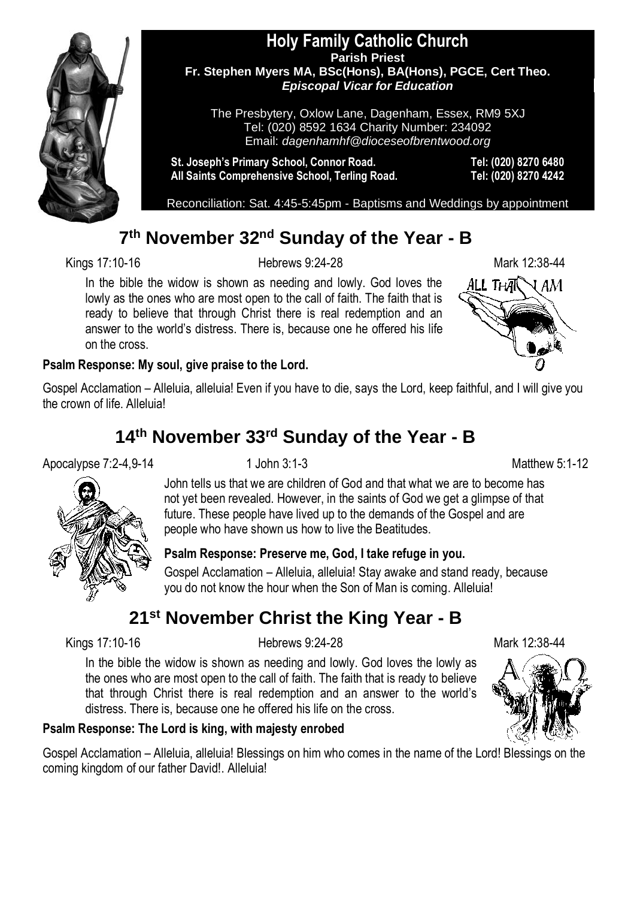# Holy Family Catholic Church

**Parish Priest**
**Fr. Stephen Myers MA, BSc(Hons), BA(Hons), PGCE, Cert Theo.**
***Episcopal Vicar for Education***

The Presbytery, Oxlow Lane, Dagenham, Essex, RM9 5XJ
Tel: (020) 8592 1634 Charity Number: 234092
Email: *dagenhamhf@dioceseofbrentwood.org*

**St. Joseph's Primary School, Connor Road.** **Tel: (020) 8270 6480**
**All Saints Comprehensive School, Terling Road.** **Tel: (020) 8270 4242**

Reconciliation: Sat. 4:45-5:45pm - Baptisms and Weddings by appointment

## 7th November 32nd Sunday of the Year - B

Kings 17:10-16 Hebrews 9:24-28 Mark 12:38-44

In the bible the widow is shown as needing and lowly. God loves the lowly as the ones who are most open to the call of faith. The faith that is ready to believe that through Christ there is real redemption and an answer to the world's distress. There is, because one he offered his life on the cross.

**Psalm Response: My soul, give praise to the Lord.**

Gospel Acclamation – Alleluia, alleluia! Even if you have to die, says the Lord, keep faithful, and I will give you the crown of life. Alleluia!

## 14th November 33rd Sunday of the Year - B

Apocalypse 7:2-4,9-14 1 John 3:1-3 Matthew 5:1-12

John tells us that we are children of God and that what we are to become has not yet been revealed. However, in the saints of God we get a glimpse of that future. These people have lived up to the demands of the Gospel and are people who have shown us how to live the Beatitudes.

**Psalm Response: Preserve me, God, I take refuge in you.**

Gospel Acclamation – Alleluia, alleluia! Stay awake and stand ready, because you do not know the hour when the Son of Man is coming. Alleluia!

## 21st November Christ the King Year - B

Kings 17:10-16 Hebrews 9:24-28 Mark 12:38-44

In the bible the widow is shown as needing and lowly. God loves the lowly as the ones who are most open to the call of faith. The faith that is ready to believe that through Christ there is real redemption and an answer to the world's distress. There is, because one he offered his life on the cross.

**Psalm Response: The Lord is king, with majesty enrobed**

Gospel Acclamation – Alleluia, alleluia! Blessings on him who comes in the name of the Lord! Blessings on the coming kingdom of our father David!. Alleluia!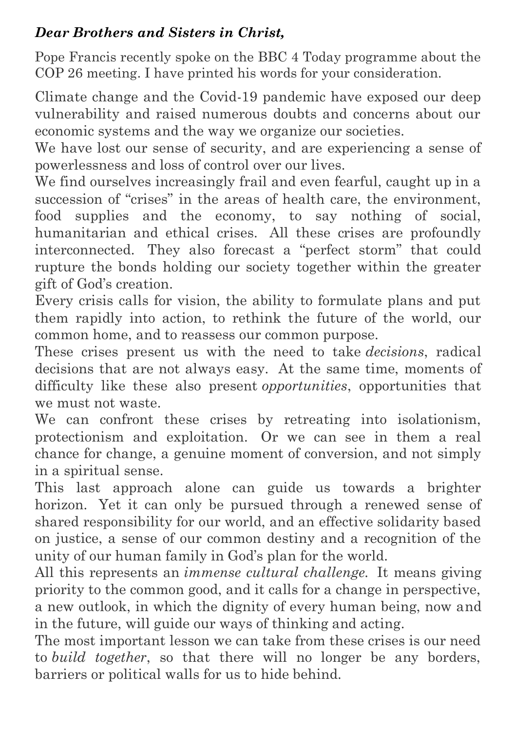***Dear Brothers and Sisters in Christ,***

Pope Francis recently spoke on the BBC 4 Today programme about the COP 26 meeting. I have printed his words for your consideration.

Climate change and the Covid-19 pandemic have exposed our deep vulnerability and raised numerous doubts and concerns about our economic systems and the way we organize our societies.

We have lost our sense of security, and are experiencing a sense of powerlessness and loss of control over our lives.

We find ourselves increasingly frail and even fearful, caught up in a succession of "crises" in the areas of health care, the environment, food supplies and the economy, to say nothing of social, humanitarian and ethical crises. All these crises are profoundly interconnected. They also forecast a "perfect storm" that could rupture the bonds holding our society together within the greater gift of God's creation.

Every crisis calls for vision, the ability to formulate plans and put them rapidly into action, to rethink the future of the world, our common home, and to reassess our common purpose.

These crises present us with the need to take *decisions*, radical decisions that are not always easy. At the same time, moments of difficulty like these also present *opportunities*, opportunities that we must not waste.

We can confront these crises by retreating into isolationism, protectionism and exploitation. Or we can see in them a real chance for change, a genuine moment of conversion, and not simply in a spiritual sense.

This last approach alone can guide us towards a brighter horizon. Yet it can only be pursued through a renewed sense of shared responsibility for our world, and an effective solidarity based on justice, a sense of our common destiny and a recognition of the unity of our human family in God's plan for the world.

All this represents an *immense cultural challenge.* It means giving priority to the common good, and it calls for a change in perspective, a new outlook, in which the dignity of every human being, now and in the future, will guide our ways of thinking and acting.

The most important lesson we can take from these crises is our need to *build together*, so that there will no longer be any borders, barriers or political walls for us to hide behind.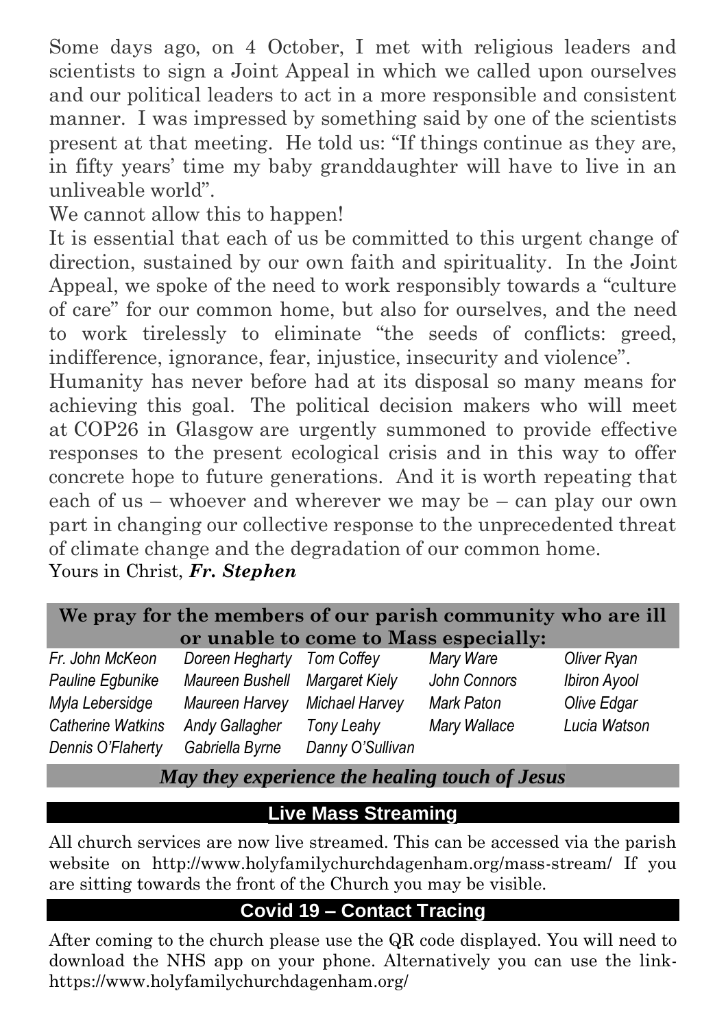Some days ago, on 4 October, I met with religious leaders and scientists to sign a Joint Appeal in which we called upon ourselves and our political leaders to act in a more responsible and consistent manner. I was impressed by something said by one of the scientists present at that meeting. He told us: "If things continue as they are, in fifty years' time my baby granddaughter will have to live in an unliveable world".

We cannot allow this to happen!

It is essential that each of us be committed to this urgent change of direction, sustained by our own faith and spirituality. In the Joint Appeal, we spoke of the need to work responsibly towards a "culture of care" for our common home, but also for ourselves, and the need to work tirelessly to eliminate "the seeds of conflicts: greed, indifference, ignorance, fear, injustice, insecurity and violence".

Humanity has never before had at its disposal so many means for achieving this goal. The political decision makers who will meet at COP26 in Glasgow are urgently summoned to provide effective responses to the present ecological crisis and in this way to offer concrete hope to future generations. And it is worth repeating that each of us – whoever and wherever we may be – can play our own part in changing our collective response to the unprecedented threat of climate change and the degradation of our common home.

Yours in Christ, ***Fr. Stephen***

**We pray for the members of our parish community who are ill or unable to come to Mass especially:**

| | | | | |
|---|---|---|---|---|
| *Fr. John McKeon* | *Doreen Hegharty* | *Tom Coffey* | *Mary Ware* | *Oliver Ryan* |
| *Pauline Egbunike* | *Maureen Bushell* | *Margaret Kiely* | *John Connors* | *Ibiron Ayool* |
| *Myla Lebersidge* | *Maureen Harvey* | *Michael Harvey* | *Mark Paton* | *Olive Edgar* |
| *Catherine Watkins* | *Andy Gallagher* | *Tony Leahy* | *Mary Wallace* | *Lucia Watson* |
| *Dennis O'Flaherty* | *Gabriella Byrne* | *Danny O'Sullivan* | | |

***May they experience the healing touch of Jesus***

## Live Mass Streaming

All church services are now live streamed. This can be accessed via the parish website on http://www.holyfamilychurchdagenham.org/mass-stream/ If you are sitting towards the front of the Church you may be visible.

## Covid 19 – Contact Tracing

After coming to the church please use the QR code displayed. You will need to download the NHS app on your phone. Alternatively you can use the link- https://www.holyfamilychurchdagenham.org/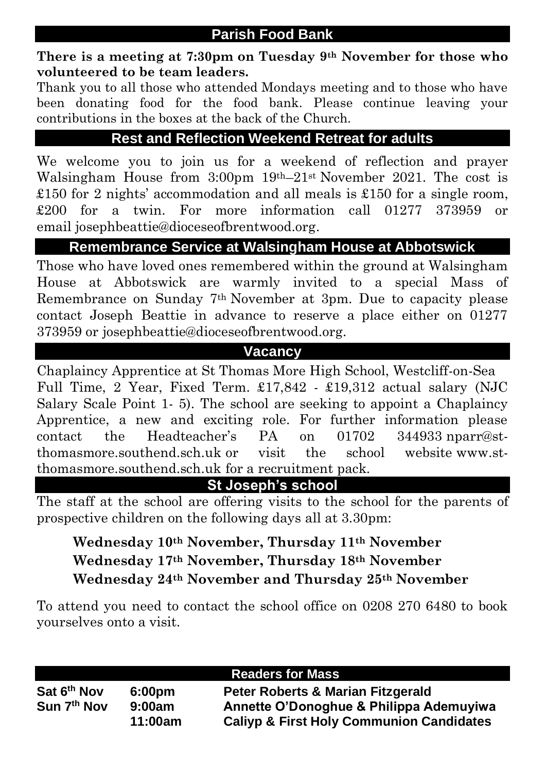## Parish Food Bank

**There is a meeting at 7:30pm on Tuesday 9th November for those who volunteered to be team leaders.**

Thank you to all those who attended Mondays meeting and to those who have been donating food for the food bank. Please continue leaving your contributions in the boxes at the back of the Church.

## Rest and Reflection Weekend Retreat for adults

We welcome you to join us for a weekend of reflection and prayer Walsingham House from 3:00pm 19th–21st November 2021. The cost is £150 for 2 nights' accommodation and all meals is £150 for a single room, £200 for a twin. For more information call 01277 373959 or email josephbeattie@dioceseofbrentwood.org.

## Remembrance Service at Walsingham House at Abbotswick

Those who have loved ones remembered within the ground at Walsingham House at Abbotswick are warmly invited to a special Mass of Remembrance on Sunday 7th November at 3pm. Due to capacity please contact Joseph Beattie in advance to reserve a place either on 01277 373959 or josephbeattie@dioceseofbrentwood.org.

## Vacancy

Chaplaincy Apprentice at St Thomas More High School, Westcliff-on-Sea
Full Time, 2 Year, Fixed Term. £17,842 - £19,312 actual salary (NJC Salary Scale Point 1- 5). The school are seeking to appoint a Chaplaincy Apprentice, a new and exciting role. For further information please contact the Headteacher's PA on 01702 344933 nparr@st-thomasmore.southend.sch.uk or visit the school website www.st-thomasmore.southend.sch.uk for a recruitment pack.

## St Joseph's school

The staff at the school are offering visits to the school for the parents of prospective children on the following days all at 3.30pm:

**Wednesday 10th November, Thursday 11th November**
**Wednesday 17th November, Thursday 18th November**
**Wednesday 24th November and Thursday 25th November**

To attend you need to contact the school office on 0208 270 6480 to book yourselves onto a visit.

## Readers for Mass

| | | |
|---|---|---|
| **Sat 6th Nov** | **6:00pm** | **Peter Roberts & Marian Fitzgerald** |
| **Sun 7th Nov** | **9:00am** | **Annette O'Donoghue & Philippa Ademuyiwa** |
| | **11:00am** | **Caliyp & First Holy Communion Candidates** |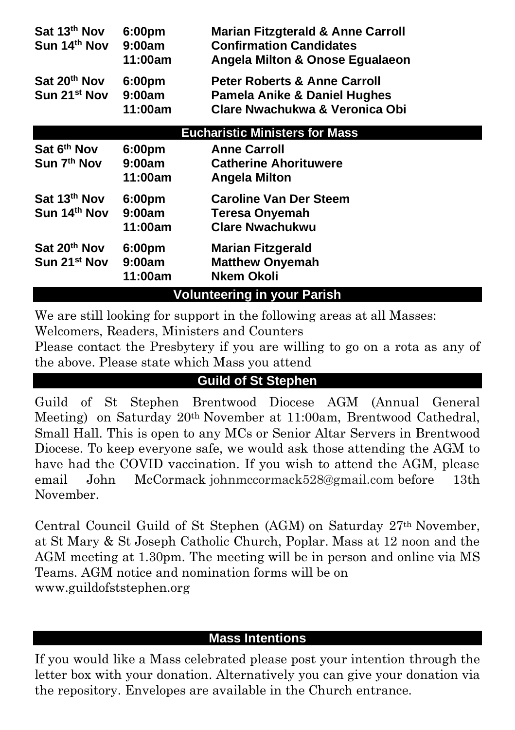| | | |
|---|---|---|
| **Sat 13th Nov** | **6:00pm** | **Marian Fitzgterald & Anne Carroll** |
| **Sun 14th Nov** | **9:00am** | **Confirmation Candidates** |
| | **11:00am** | **Angela Milton & Onose Egualaeon** |
| **Sat 20th Nov** | **6:00pm** | **Peter Roberts & Anne Carroll** |
| **Sun 21st Nov** | **9:00am** | **Pamela Anike & Daniel Hughes** |
| | **11:00am** | **Clare Nwachukwa & Veronica Obi** |

## Eucharistic Ministers for Mass

| | | |
|---|---|---|
| **Sat 6th Nov** | **6:00pm** | **Anne Carroll** |
| **Sun 7th Nov** | **9:00am** | **Catherine Ahorituwere** |
| | **11:00am** | **Angela Milton** |
| **Sat 13th Nov** | **6:00pm** | **Caroline Van Der Steem** |
| **Sun 14th Nov** | **9:00am** | **Teresa Onyemah** |
| | **11:00am** | **Clare Nwachukwu** |
| **Sat 20th Nov** | **6:00pm** | **Marian Fitzgerald** |
| **Sun 21st Nov** | **9:00am** | **Matthew Onyemah** |
| | **11:00am** | **Nkem Okoli** |

## Volunteering in your Parish

We are still looking for support in the following areas at all Masses: Welcomers, Readers, Ministers and Counters

Please contact the Presbytery if you are willing to go on a rota as any of the above. Please state which Mass you attend

## Guild of St Stephen

Guild of St Stephen Brentwood Diocese AGM (Annual General Meeting) on Saturday 20th November at 11:00am, Brentwood Cathedral, Small Hall. This is open to any MCs or Senior Altar Servers in Brentwood Diocese. To keep everyone safe, we would ask those attending the AGM to have had the COVID vaccination. If you wish to attend the AGM, please email John McCormack johnmccormack528@gmail.com before 13th November.

Central Council Guild of St Stephen (AGM) on Saturday 27th November, at St Mary & St Joseph Catholic Church, Poplar. Mass at 12 noon and the AGM meeting at 1.30pm. The meeting will be in person and online via MS Teams. AGM notice and nomination forms will be on www.guildofststephen.org

## Mass Intentions

If you would like a Mass celebrated please post your intention through the letter box with your donation. Alternatively you can give your donation via the repository. Envelopes are available in the Church entrance.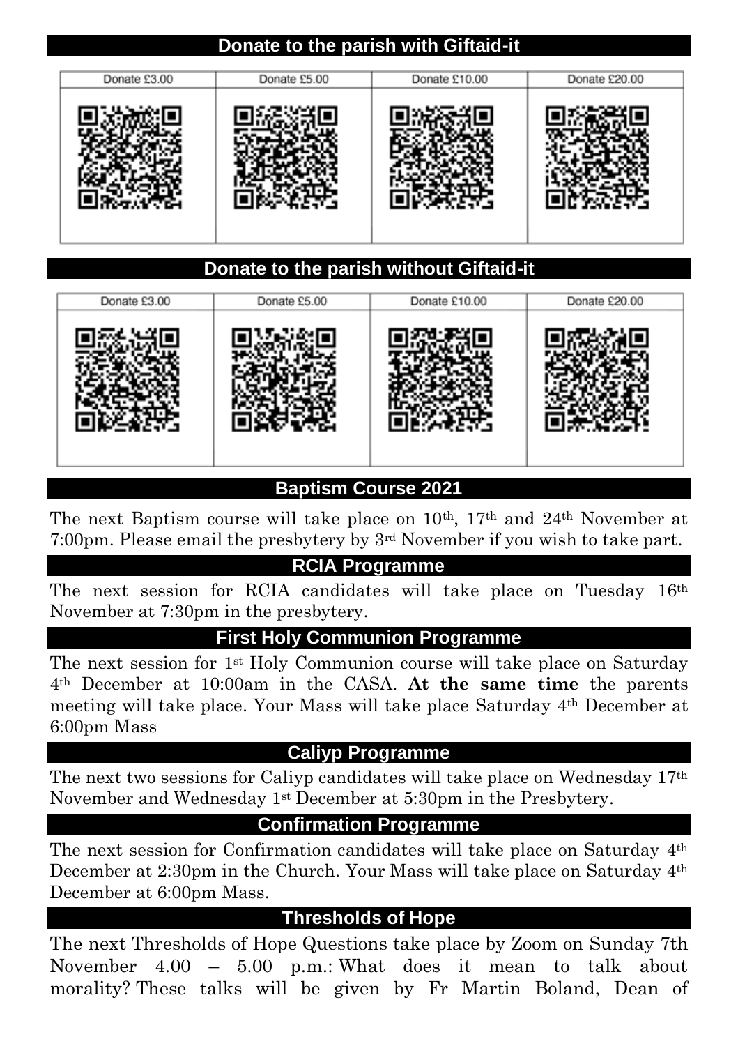## Donate to the parish with Giftaid-it

| Donate £3.00 | Donate £5.00 | Donate £10.00 | Donate £20.00 |
|---|---|---|---|
| | | | |

## Donate to the parish without Giftaid-it

| Donate £3.00 | Donate £5.00 | Donate £10.00 | Donate £20.00 |
|---|---|---|---|
| | | | |

## Baptism Course 2021

The next Baptism course will take place on 10th, 17th and 24th November at 7:00pm. Please email the presbytery by 3rd November if you wish to take part.

## RCIA Programme

The next session for RCIA candidates will take place on Tuesday 16th November at 7:30pm in the presbytery.

## First Holy Communion Programme

The next session for 1st Holy Communion course will take place on Saturday 4th December at 10:00am in the CASA. **At the same time** the parents meeting will take place. Your Mass will take place Saturday 4th December at 6:00pm Mass

## Caliyp Programme

The next two sessions for Caliyp candidates will take place on Wednesday 17th November and Wednesday 1st December at 5:30pm in the Presbytery.

## Confirmation Programme

The next session for Confirmation candidates will take place on Saturday 4th December at 2:30pm in the Church. Your Mass will take place on Saturday 4th December at 6:00pm Mass.

## Thresholds of Hope

The next Thresholds of Hope Questions take place by Zoom on Sunday 7th November 4.00 – 5.00 p.m.: What does it mean to talk about morality? These talks will be given by Fr Martin Boland, Dean of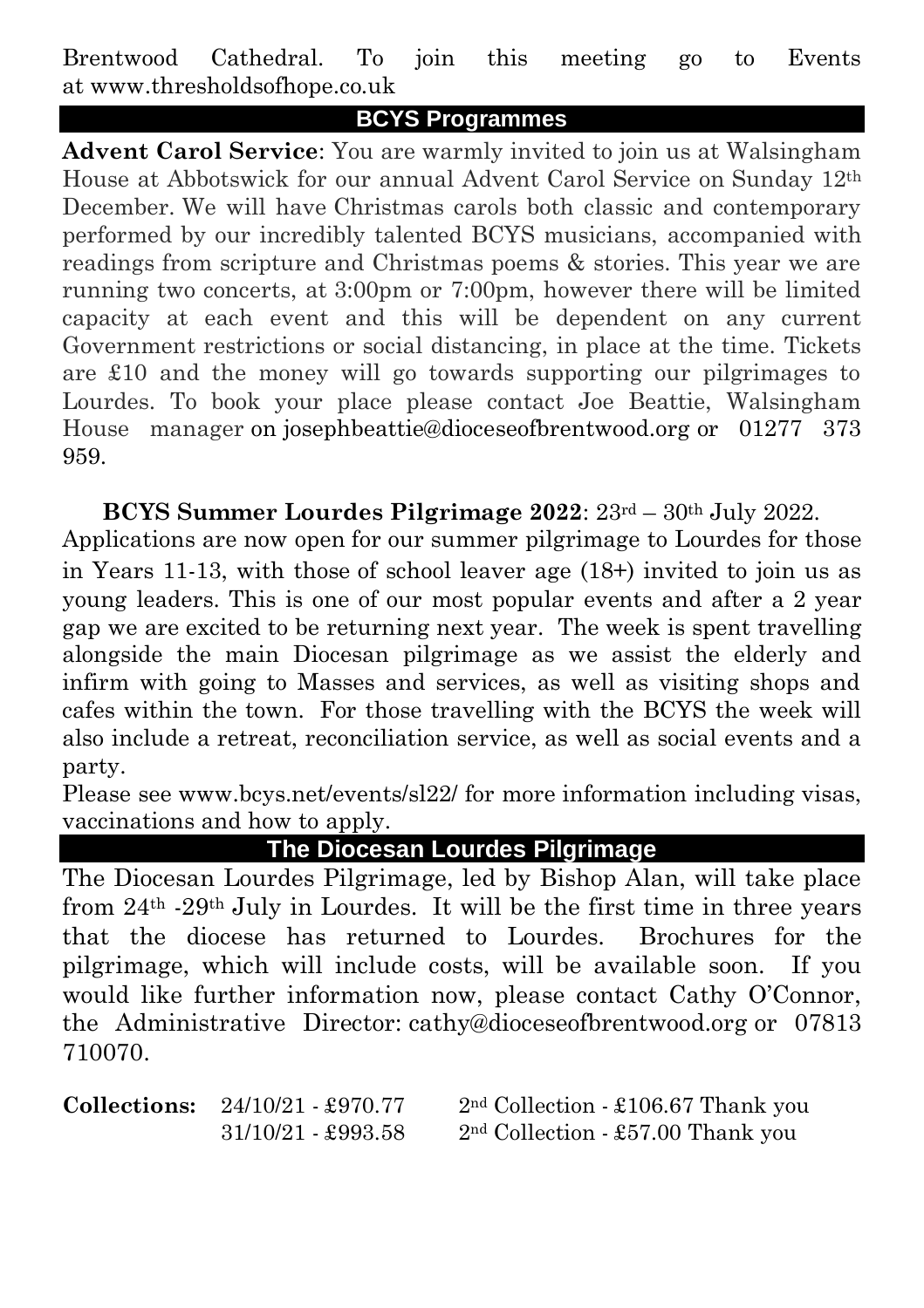Brentwood Cathedral. To join this meeting go to Events at www.thresholdsofhope.co.uk

## BCYS Programmes

**Advent Carol Service**: You are warmly invited to join us at Walsingham House at Abbotswick for our annual Advent Carol Service on Sunday 12th December. We will have Christmas carols both classic and contemporary performed by our incredibly talented BCYS musicians, accompanied with readings from scripture and Christmas poems & stories. This year we are running two concerts, at 3:00pm or 7:00pm, however there will be limited capacity at each event and this will be dependent on any current Government restrictions or social distancing, in place at the time. Tickets are £10 and the money will go towards supporting our pilgrimages to Lourdes. To book your place please contact Joe Beattie, Walsingham House manager on josephbeattie@dioceseofbrentwood.org or 01277 373 959.

**BCYS Summer Lourdes Pilgrimage 2022**: 23rd – 30th July 2022.

Applications are now open for our summer pilgrimage to Lourdes for those in Years 11-13, with those of school leaver age (18+) invited to join us as young leaders. This is one of our most popular events and after a 2 year gap we are excited to be returning next year. The week is spent travelling alongside the main Diocesan pilgrimage as we assist the elderly and infirm with going to Masses and services, as well as visiting shops and cafes within the town. For those travelling with the BCYS the week will also include a retreat, reconciliation service, as well as social events and a party.

Please see www.bcys.net/events/sl22/ for more information including visas, vaccinations and how to apply.

## The Diocesan Lourdes Pilgrimage

The Diocesan Lourdes Pilgrimage, led by Bishop Alan, will take place from 24th -29th July in Lourdes. It will be the first time in three years that the diocese has returned to Lourdes. Brochures for the pilgrimage, which will include costs, will be available soon. If you would like further information now, please contact Cathy O'Connor, the Administrative Director: cathy@dioceseofbrentwood.org or 07813 710070.

| **Collections:** | 24/10/21 - £970.77 | 2nd Collection - £106.67 Thank you |
|---|---|---|
| | 31/10/21 - £993.58 | 2nd Collection - £57.00 Thank you |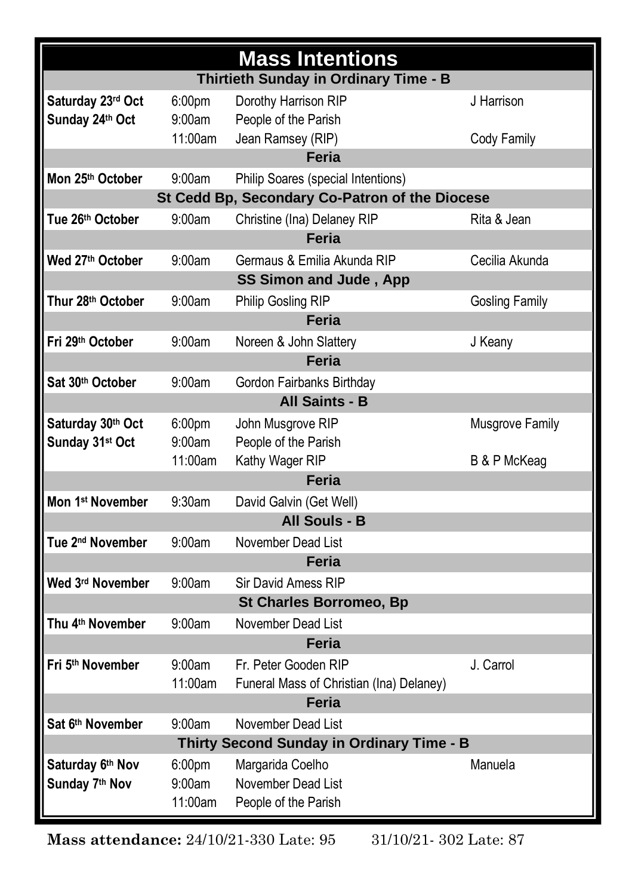## Mass Intentions

| | | | |
|---|---|---|---|
| **Thirtieth Sunday in Ordinary Time - B** | | | |
| **Saturday 23rd Oct** | 6:00pm | Dorothy Harrison RIP | J Harrison |
| **Sunday 24th Oct** | 9:00am | People of the Parish | |
| | 11:00am | Jean Ramsey (RIP) | Cody Family |
| **Feria** | | | |
| **Mon 25th October** | 9:00am | Philip Soares (special Intentions) | |
| **St Cedd Bp, Secondary Co-Patron of the Diocese** | | | |
| **Tue 26th October** | 9:00am | Christine (Ina) Delaney RIP | Rita & Jean |
| **Feria** | | | |
| **Wed 27th October** | 9:00am | Germaus & Emilia Akunda RIP | Cecilia Akunda |
| **SS Simon and Jude , App** | | | |
| **Thur 28th October** | 9:00am | Philip Gosling RIP | Gosling Family |
| **Feria** | | | |
| **Fri 29th October** | 9:00am | Noreen & John Slattery | J Keany |
| **Feria** | | | |
| **Sat 30th October** | 9:00am | Gordon Fairbanks Birthday | |
| **All Saints - B** | | | |
| **Saturday 30th Oct** | 6:00pm | John Musgrove RIP | Musgrove Family |
| **Sunday 31st Oct** | 9:00am | People of the Parish | |
| | 11:00am | Kathy Wager RIP | B & P McKeag |
| **Feria** | | | |
| **Mon 1st November** | 9:30am | David Galvin (Get Well) | |
| **All Souls - B** | | | |
| **Tue 2nd November** | 9:00am | November Dead List | |
| **Feria** | | | |
| **Wed 3rd November** | 9:00am | Sir David Amess RIP | |
| **St Charles Borromeo, Bp** | | | |
| **Thu 4th November** | 9:00am | November Dead List | |
| **Feria** | | | |
| **Fri 5th November** | 9:00am | Fr. Peter Gooden RIP | J. Carrol |
| | 11:00am | Funeral Mass of Christian (Ina) Delaney) | |
| **Feria** | | | |
| **Sat 6th November** | 9:00am | November Dead List | |
| **Thirty Second Sunday in Ordinary Time - B** | | | |
| **Saturday 6th Nov** | 6:00pm | Margarida Coelho | Manuela |
| **Sunday 7th Nov** | 9:00am | November Dead List | |
| | 11:00am | People of the Parish | |

**Mass attendance:** 24/10/21-330 Late: 95 31/10/21- 302 Late: 87